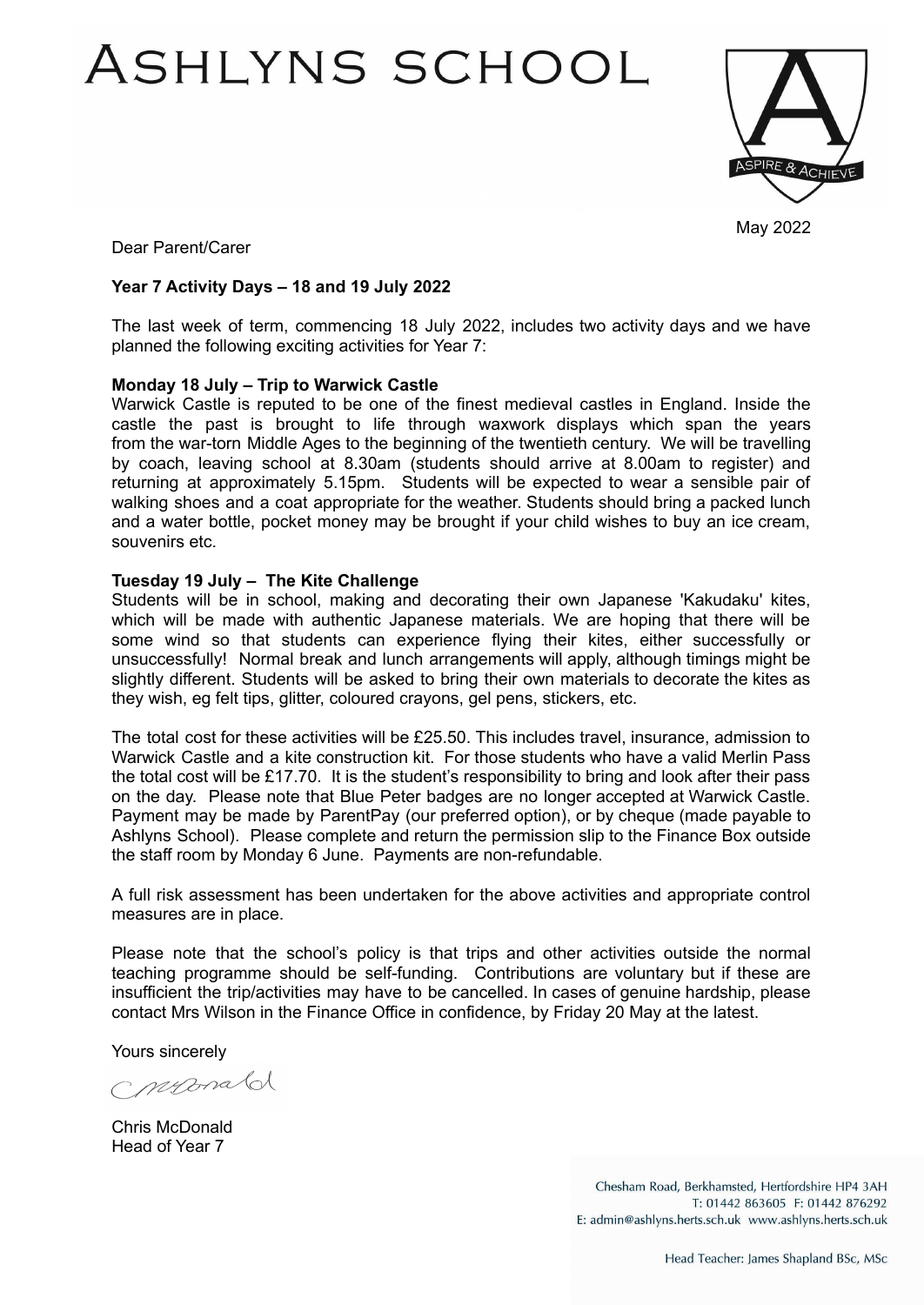# Ashlyns School

ASPIRE & ACHIEVE

May 2022

Dear Parent/Carer

**Year 7 Activity Days – 18 and 19 July 2022**

The last week of term, commencing 18 July 2022, includes two activity days and we have planned the following exciting activities for Year 7:

**Monday 18 July – Trip to Warwick Castle**
Warwick Castle is reputed to be one of the finest medieval castles in England. Inside the castle the past is brought to life through waxwork displays which span the years from the war-torn Middle Ages to the beginning of the twentieth century. We will be travelling by coach, leaving school at 8.30am (students should arrive at 8.00am to register) and returning at approximately 5.15pm. Students will be expected to wear a sensible pair of walking shoes and a coat appropriate for the weather. Students should bring a packed lunch and a water bottle, pocket money may be brought if your child wishes to buy an ice cream, souvenirs etc.

**Tuesday 19 July – The Kite Challenge**
Students will be in school, making and decorating their own Japanese 'Kakudaku' kites, which will be made with authentic Japanese materials. We are hoping that there will be some wind so that students can experience flying their kites, either successfully or unsuccessfully! Normal break and lunch arrangements will apply, although timings might be slightly different. Students will be asked to bring their own materials to decorate the kites as they wish, eg felt tips, glitter, coloured crayons, gel pens, stickers, etc.

The total cost for these activities will be £25.50. This includes travel, insurance, admission to Warwick Castle and a kite construction kit. For those students who have a valid Merlin Pass the total cost will be £17.70. It is the student's responsibility to bring and look after their pass on the day. Please note that Blue Peter badges are no longer accepted at Warwick Castle. Payment may be made by ParentPay (our preferred option), or by cheque (made payable to Ashlyns School). Please complete and return the permission slip to the Finance Box outside the staff room by Monday 6 June. Payments are non-refundable.

A full risk assessment has been undertaken for the above activities and appropriate control measures are in place.

Please note that the school's policy is that trips and other activities outside the normal teaching programme should be self-funding. Contributions are voluntary but if these are insufficient the trip/activities may have to be cancelled. In cases of genuine hardship, please contact Mrs Wilson in the Finance Office in confidence, by Friday 20 May at the latest.

Yours sincerely

C McDonald

Chris McDonald
Head of Year 7

Chesham Road, Berkhamsted, Hertfordshire HP4 3AH
T: 01442 863605 F: 01442 876292
E: admin@ashlyns.herts.sch.uk www.ashlyns.herts.sch.uk

Head Teacher: James Shapland BSc, MSc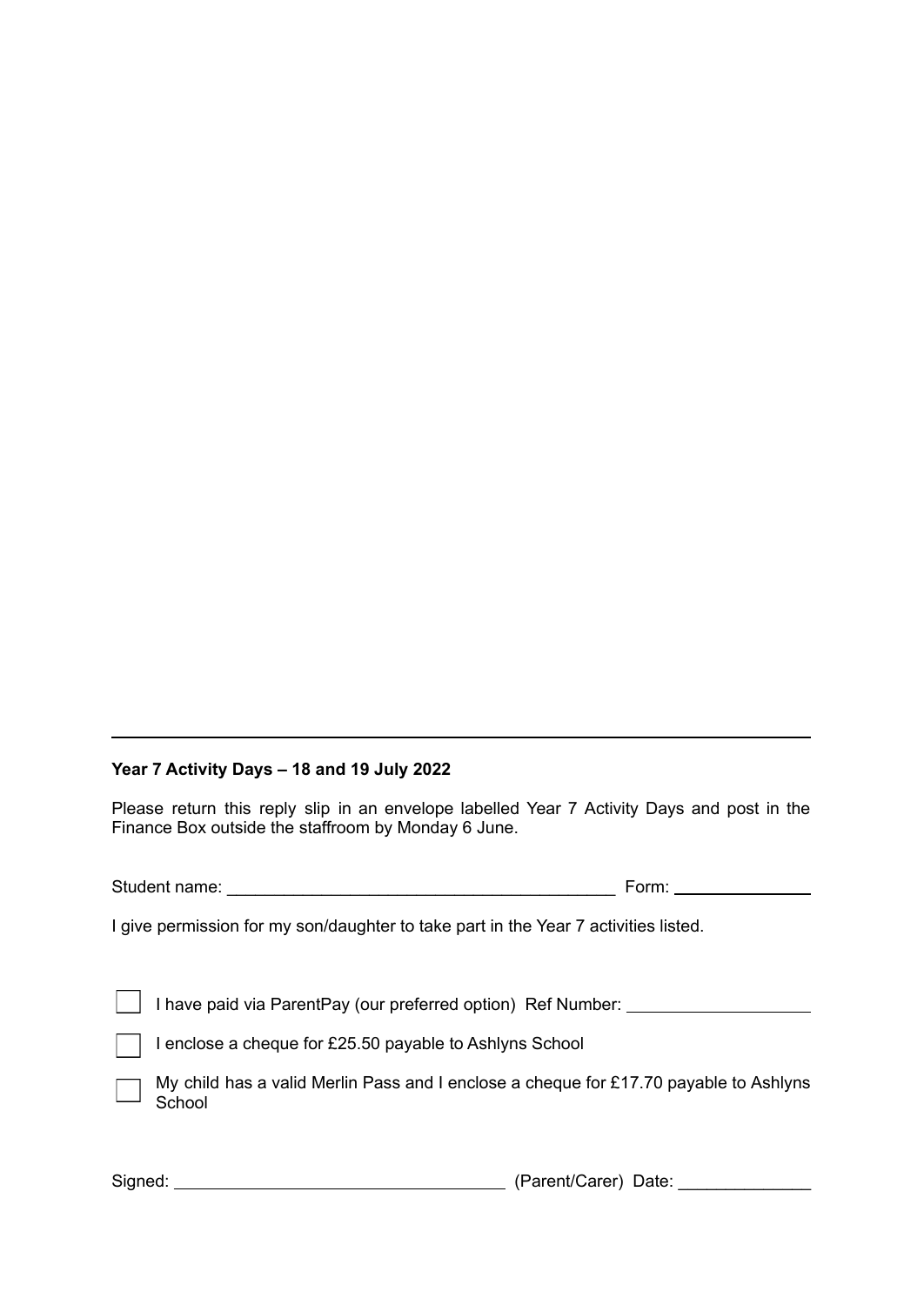---

**Year 7 Activity Days – 18 and 19 July 2022**

Please return this reply slip in an envelope labelled Year 7 Activity Days and post in the Finance Box outside the staffroom by Monday 6 June.

Student name: ________________________________________ Form: ______________

I give permission for my son/daughter to take part in the Year 7 activities listed.

☐ I have paid via ParentPay (our preferred option) Ref Number: __________________

☐ I enclose a cheque for £25.50 payable to Ashlyns School

☐ My child has a valid Merlin Pass and I enclose a cheque for £17.70 payable to Ashlyns School

Signed: __________________________________ (Parent/Carer) Date: ______________